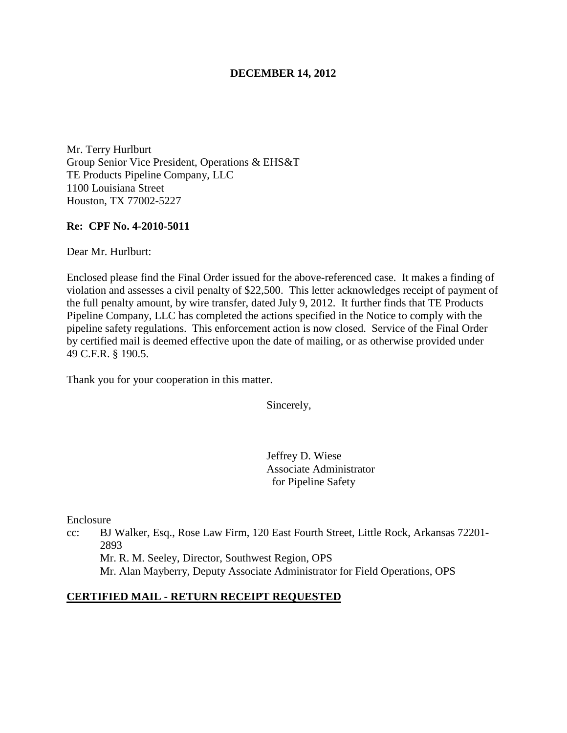**DECEMBER 14, 2012**

Mr. Terry Hurlburt
Group Senior Vice President, Operations & EHS&T
TE Products Pipeline Company, LLC
1100 Louisiana Street
Houston, TX 77002-5227

**Re: CPF No. 4-2010-5011**

Dear Mr. Hurlburt:

Enclosed please find the Final Order issued for the above-referenced case. It makes a finding of violation and assesses a civil penalty of $22,500. This letter acknowledges receipt of payment of the full penalty amount, by wire transfer, dated July 9, 2012. It further finds that TE Products Pipeline Company, LLC has completed the actions specified in the Notice to comply with the pipeline safety regulations. This enforcement action is now closed. Service of the Final Order by certified mail is deemed effective upon the date of mailing, or as otherwise provided under 49 C.F.R. § 190.5.

Thank you for your cooperation in this matter.

Sincerely,

Jeffrey D. Wiese
Associate Administrator
for Pipeline Safety

Enclosure

cc: BJ Walker, Esq., Rose Law Firm, 120 East Fourth Street, Little Rock, Arkansas 72201-2893
Mr. R. M. Seeley, Director, Southwest Region, OPS
Mr. Alan Mayberry, Deputy Associate Administrator for Field Operations, OPS

**CERTIFIED MAIL - RETURN RECEIPT REQUESTED**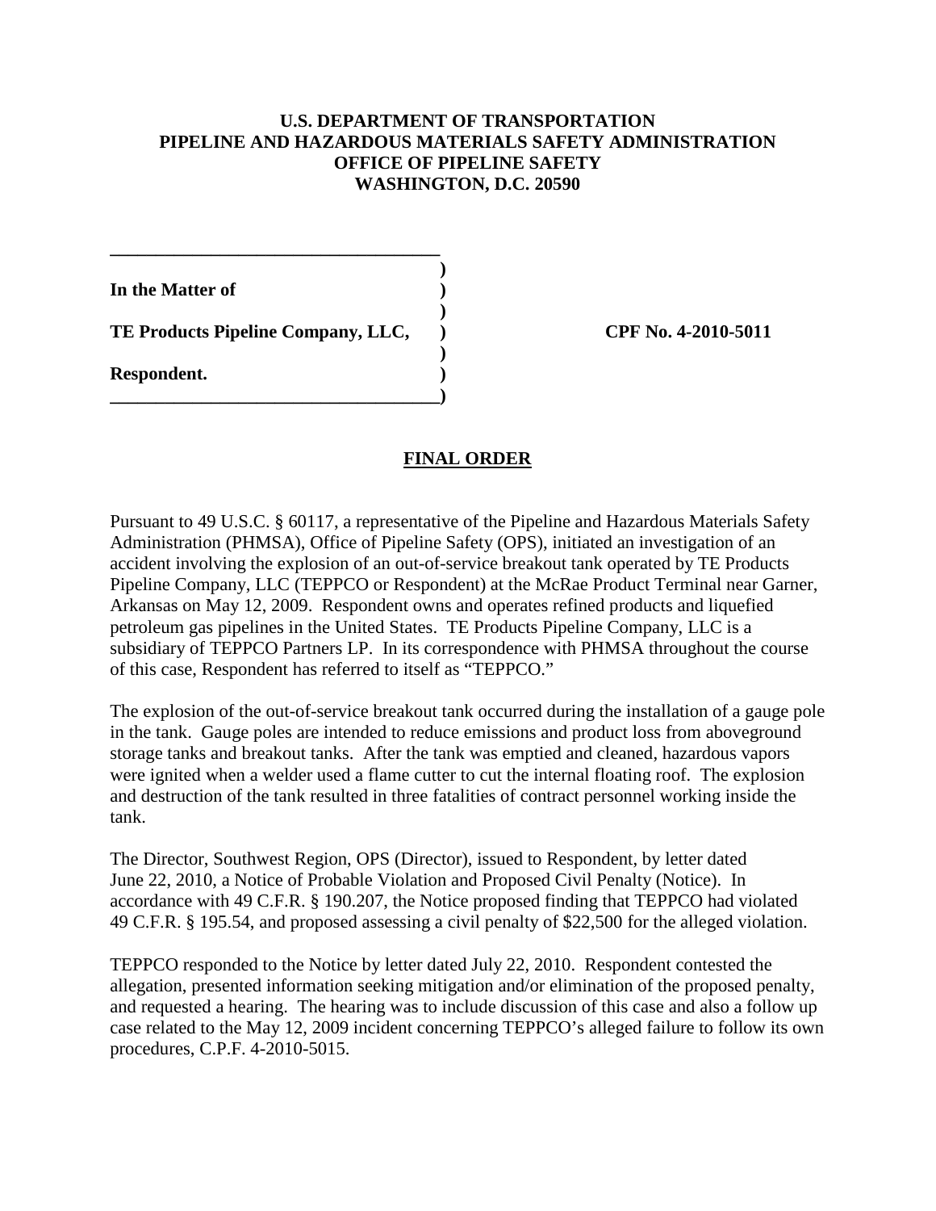**U.S. DEPARTMENT OF TRANSPORTATION**
**PIPELINE AND HAZARDOUS MATERIALS SAFETY ADMINISTRATION**
**OFFICE OF PIPELINE SAFETY**
**WASHINGTON, D.C. 20590**

**In the Matter of**

**TE Products Pipeline Company, LLC,** **CPF No. 4-2010-5011**

**Respondent.**

## FINAL ORDER

Pursuant to 49 U.S.C. § 60117, a representative of the Pipeline and Hazardous Materials Safety Administration (PHMSA), Office of Pipeline Safety (OPS), initiated an investigation of an accident involving the explosion of an out-of-service breakout tank operated by TE Products Pipeline Company, LLC (TEPPCO or Respondent) at the McRae Product Terminal near Garner, Arkansas on May 12, 2009. Respondent owns and operates refined products and liquefied petroleum gas pipelines in the United States. TE Products Pipeline Company, LLC is a subsidiary of TEPPCO Partners LP. In its correspondence with PHMSA throughout the course of this case, Respondent has referred to itself as "TEPPCO."

The explosion of the out-of-service breakout tank occurred during the installation of a gauge pole in the tank. Gauge poles are intended to reduce emissions and product loss from aboveground storage tanks and breakout tanks. After the tank was emptied and cleaned, hazardous vapors were ignited when a welder used a flame cutter to cut the internal floating roof. The explosion and destruction of the tank resulted in three fatalities of contract personnel working inside the tank.

The Director, Southwest Region, OPS (Director), issued to Respondent, by letter dated June 22, 2010, a Notice of Probable Violation and Proposed Civil Penalty (Notice). In accordance with 49 C.F.R. § 190.207, the Notice proposed finding that TEPPCO had violated 49 C.F.R. § 195.54, and proposed assessing a civil penalty of $22,500 for the alleged violation.

TEPPCO responded to the Notice by letter dated July 22, 2010. Respondent contested the allegation, presented information seeking mitigation and/or elimination of the proposed penalty, and requested a hearing. The hearing was to include discussion of this case and also a follow up case related to the May 12, 2009 incident concerning TEPPCO's alleged failure to follow its own procedures, C.P.F. 4-2010-5015.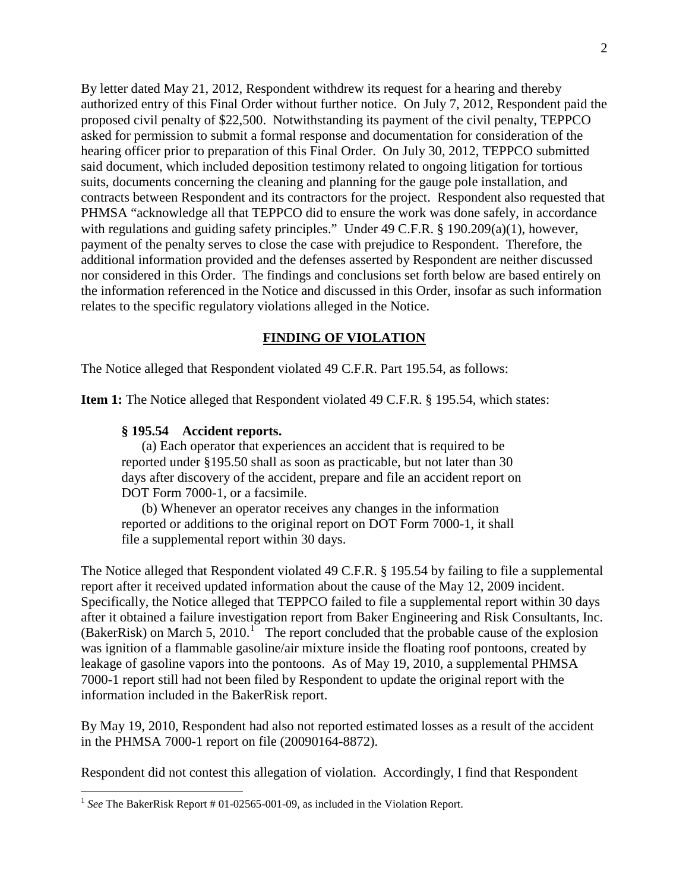By letter dated May 21, 2012, Respondent withdrew its request for a hearing and thereby authorized entry of this Final Order without further notice. On July 7, 2012, Respondent paid the proposed civil penalty of $22,500. Notwithstanding its payment of the civil penalty, TEPPCO asked for permission to submit a formal response and documentation for consideration of the hearing officer prior to preparation of this Final Order. On July 30, 2012, TEPPCO submitted said document, which included deposition testimony related to ongoing litigation for tortious suits, documents concerning the cleaning and planning for the gauge pole installation, and contracts between Respondent and its contractors for the project. Respondent also requested that PHMSA "acknowledge all that TEPPCO did to ensure the work was done safely, in accordance with regulations and guiding safety principles." Under 49 C.F.R. § 190.209(a)(1), however, payment of the penalty serves to close the case with prejudice to Respondent. Therefore, the additional information provided and the defenses asserted by Respondent are neither discussed nor considered in this Order. The findings and conclusions set forth below are based entirely on the information referenced in the Notice and discussed in this Order, insofar as such information relates to the specific regulatory violations alleged in the Notice.

## FINDING OF VIOLATION

The Notice alleged that Respondent violated 49 C.F.R. Part 195.54, as follows:

**Item 1:** The Notice alleged that Respondent violated 49 C.F.R. § 195.54, which states:

> **§ 195.54 Accident reports.**
>
> (a) Each operator that experiences an accident that is required to be reported under §195.50 shall as soon as practicable, but not later than 30 days after discovery of the accident, prepare and file an accident report on DOT Form 7000-1, or a facsimile.
>
> (b) Whenever an operator receives any changes in the information reported or additions to the original report on DOT Form 7000-1, it shall file a supplemental report within 30 days.

The Notice alleged that Respondent violated 49 C.F.R. § 195.54 by failing to file a supplemental report after it received updated information about the cause of the May 12, 2009 incident. Specifically, the Notice alleged that TEPPCO failed to file a supplemental report within 30 days after it obtained a failure investigation report from Baker Engineering and Risk Consultants, Inc. (BakerRisk) on March 5, 2010.[1] The report concluded that the probable cause of the explosion was ignition of a flammable gasoline/air mixture inside the floating roof pontoons, created by leakage of gasoline vapors into the pontoons. As of May 19, 2010, a supplemental PHMSA 7000-1 report still had not been filed by Respondent to update the original report with the information included in the BakerRisk report.

By May 19, 2010, Respondent had also not reported estimated losses as a result of the accident in the PHMSA 7000-1 report on file (20090164-8872).

Respondent did not contest this allegation of violation. Accordingly, I find that Respondent

---

[1] *See* The BakerRisk Report # 01-02565-001-09, as included in the Violation Report.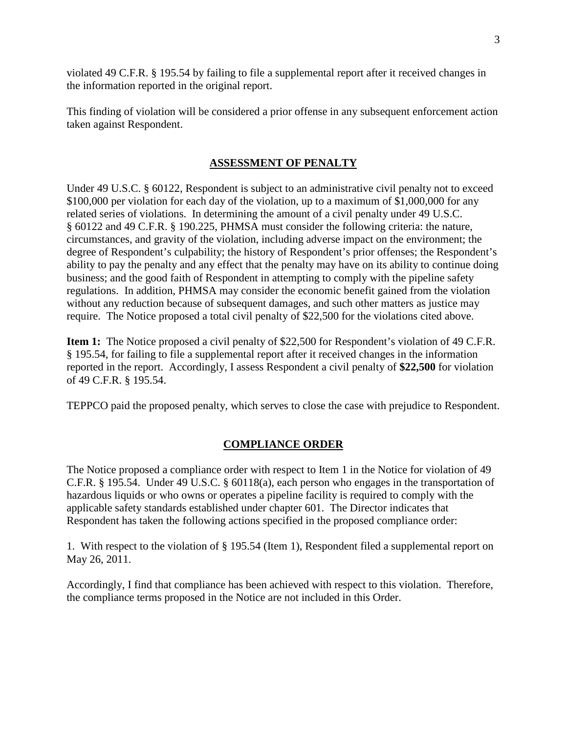violated 49 C.F.R. § 195.54 by failing to file a supplemental report after it received changes in the information reported in the original report.

This finding of violation will be considered a prior offense in any subsequent enforcement action taken against Respondent.

## ASSESSMENT OF PENALTY

Under 49 U.S.C. § 60122, Respondent is subject to an administrative civil penalty not to exceed $100,000 per violation for each day of the violation, up to a maximum of $1,000,000 for any related series of violations. In determining the amount of a civil penalty under 49 U.S.C. § 60122 and 49 C.F.R. § 190.225, PHMSA must consider the following criteria: the nature, circumstances, and gravity of the violation, including adverse impact on the environment; the degree of Respondent's culpability; the history of Respondent's prior offenses; the Respondent's ability to pay the penalty and any effect that the penalty may have on its ability to continue doing business; and the good faith of Respondent in attempting to comply with the pipeline safety regulations. In addition, PHMSA may consider the economic benefit gained from the violation without any reduction because of subsequent damages, and such other matters as justice may require. The Notice proposed a total civil penalty of $22,500 for the violations cited above.

**Item 1:** The Notice proposed a civil penalty of $22,500 for Respondent's violation of 49 C.F.R. § 195.54, for failing to file a supplemental report after it received changes in the information reported in the report. Accordingly, I assess Respondent a civil penalty of **$22,500** for violation of 49 C.F.R. § 195.54.

TEPPCO paid the proposed penalty, which serves to close the case with prejudice to Respondent.

## COMPLIANCE ORDER

The Notice proposed a compliance order with respect to Item 1 in the Notice for violation of 49 C.F.R. § 195.54. Under 49 U.S.C. § 60118(a), each person who engages in the transportation of hazardous liquids or who owns or operates a pipeline facility is required to comply with the applicable safety standards established under chapter 601. The Director indicates that Respondent has taken the following actions specified in the proposed compliance order:

1. With respect to the violation of § 195.54 (Item 1), Respondent filed a supplemental report on May 26, 2011.

Accordingly, I find that compliance has been achieved with respect to this violation. Therefore, the compliance terms proposed in the Notice are not included in this Order.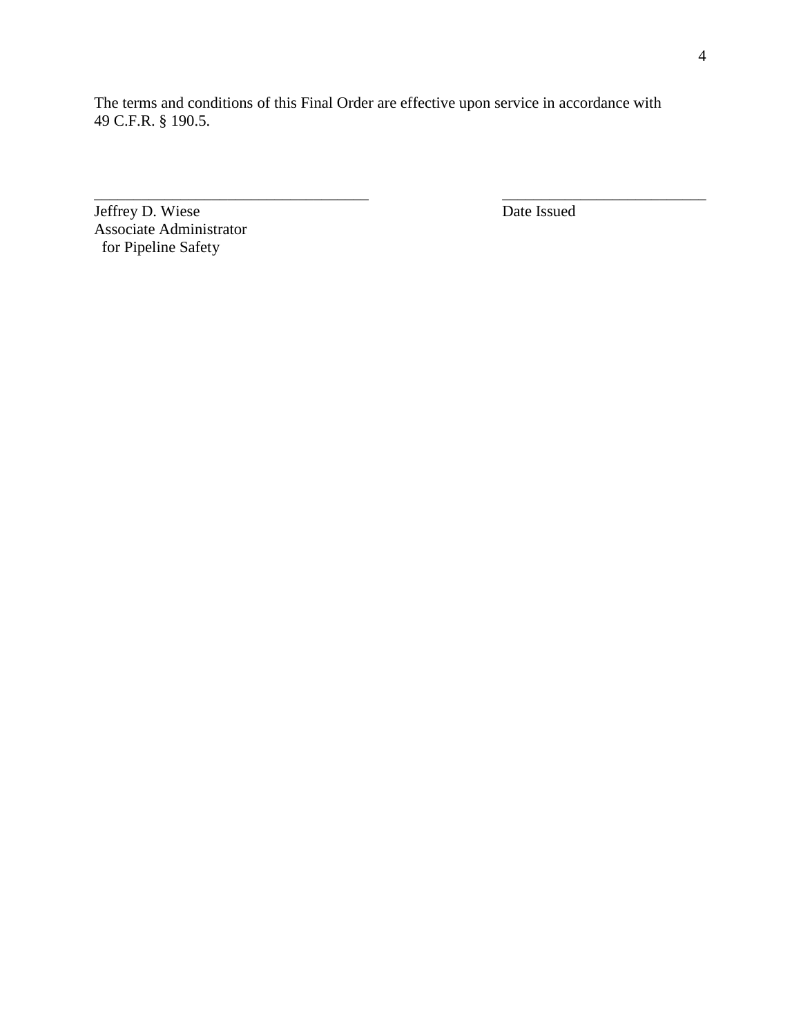The terms and conditions of this Final Order are effective upon service in accordance with 49 C.F.R. § 190.5.

\_\_\_\_\_\_\_\_\_\_\_\_\_\_\_\_\_\_\_\_\_\_\_\_\_\_\_\_\_\_\_\_\_\_\_\_
Jeffrey D. Wiese
Associate Administrator
for Pipeline Safety

\_\_\_\_\_\_\_\_\_\_\_\_\_\_\_\_\_\_\_\_\_\_\_\_\_\_\_
Date Issued